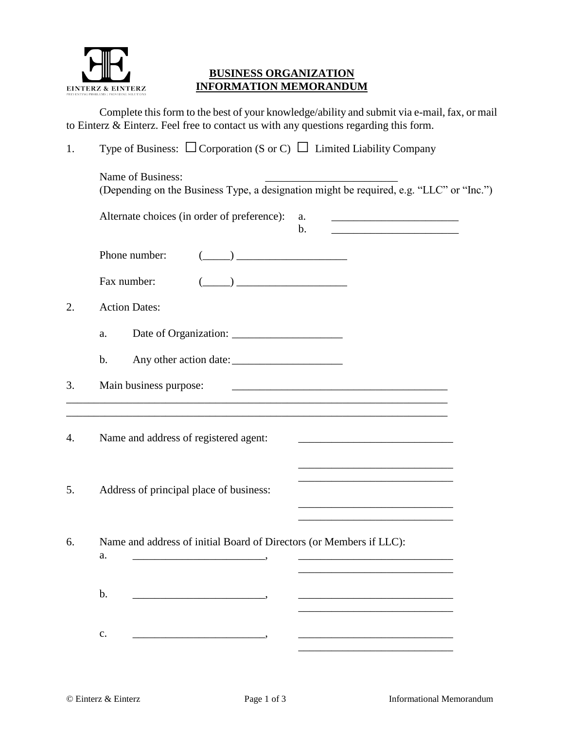EINTERZ & EINTERZ
PREVENTING PROBLEMS | PROVIDING SOLUTIONS

# BUSINESS ORGANIZATION INFORMATION MEMORANDUM

Complete this form to the best of your knowledge/ability and submit via e-mail, fax, or mail to Einterz & Einterz. Feel free to contact us with any questions regarding this form.

1. Type of Business: ☐ Corporation (S or C) ☐ Limited Liability Company

   Name of Business: ________________________
   (Depending on the Business Type, a designation might be required, e.g. "LLC" or "Inc.")

   Alternate choices (in order of preference):
   a. ________________________
   b. ________________________

   Phone number: (_____) ____________________

   Fax number: (_____) ____________________

2. Action Dates:

   a. Date of Organization: ____________________

   b. Any other action date: ____________________

3. Main business purpose: ________________________________________
________________________________________________________________________
________________________________________________________________________

4. Name and address of registered agent: ____________________________
____________________________
____________________________

5. Address of principal place of business: ____________________________
____________________________

6. Name and address of initial Board of Directors (or Members if LLC):

   a. ________________________, ____________________________
   ____________________________

   b. ________________________, ____________________________
   ____________________________

   c. ________________________, ____________________________
   ____________________________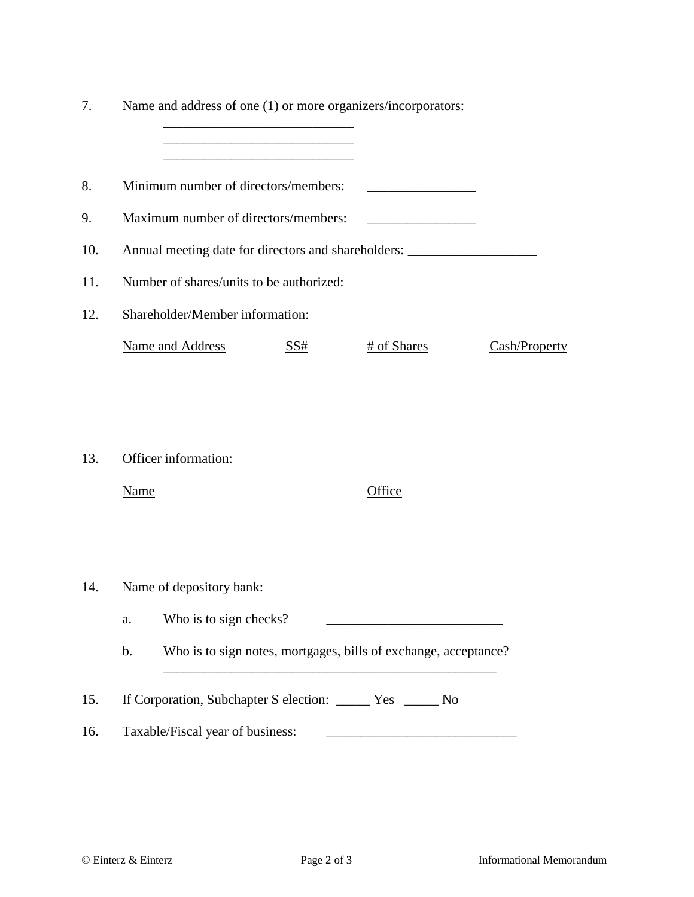7. Name and address of one (1) or more organizers/incorporators:

    ____________________________
    ____________________________
    ____________________________

8. Minimum number of directors/members: ________________

9. Maximum number of directors/members: ________________

10. Annual meeting date for directors and shareholders: ___________________

11. Number of shares/units to be authorized:

12. Shareholder/Member information:

| Name and Address | SS# | # of Shares | Cash/Property |
|---|---|---|---|
| | | | |

13. Officer information:

| Name | Office |
|---|---|
| | |

14. Name of depository bank:

    a. Who is to sign checks? __________________________

    b. Who is to sign notes, mortgages, bills of exchange, acceptance?
    __________________________________________________

15. If Corporation, Subchapter S election: _____ Yes _____ No

16. Taxable/Fiscal year of business: ____________________________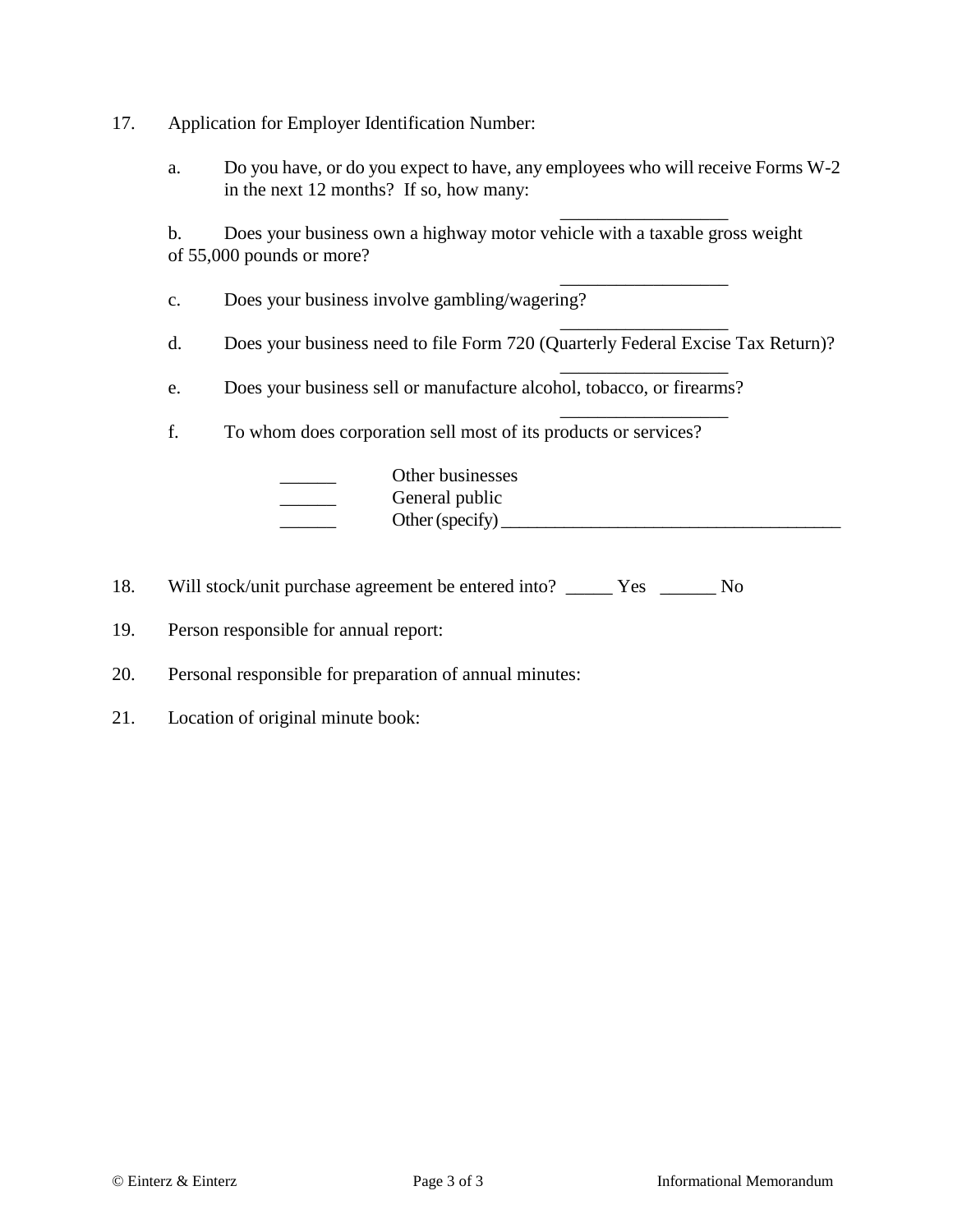17. Application for Employer Identification Number:

    a. Do you have, or do you expect to have, any employees who will receive Forms W-2 in the next 12 months? If so, how many: __________________

    b. Does your business own a highway motor vehicle with a taxable gross weight of 55,000 pounds or more? __________________

    c. Does your business involve gambling/wagering? __________________

    d. Does your business need to file Form 720 (Quarterly Federal Excise Tax Return)? __________________

    e. Does your business sell or manufacture alcohol, tobacco, or firearms? __________________

    f. To whom does corporation sell most of its products or services?

        ______ Other businesses
        ______ General public
        ______ Other (specify) ______________________________________

18. Will stock/unit purchase agreement be entered into? _____ Yes ______ No

19. Person responsible for annual report:

20. Personal responsible for preparation of annual minutes:

21. Location of original minute book: